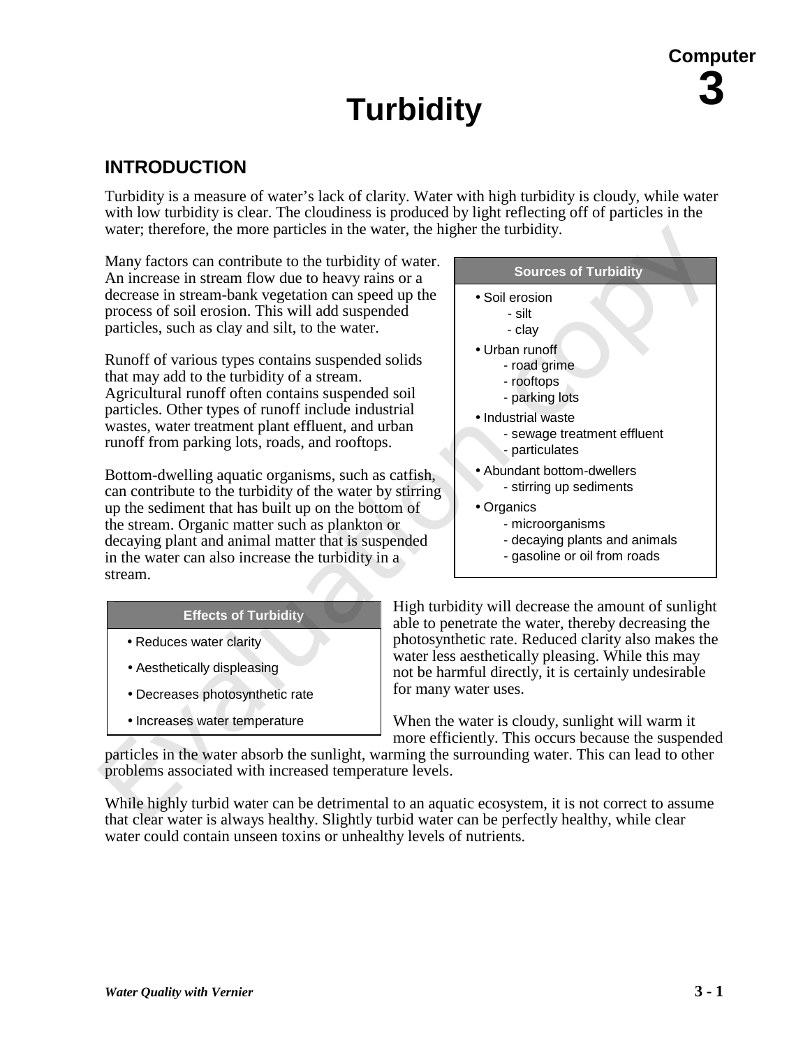Computer

# 3

# Turbidity

## INTRODUCTION

Turbidity is a measure of water's lack of clarity. Water with high turbidity is cloudy, while water with low turbidity is clear. The cloudiness is produced by light reflecting off of particles in the water; therefore, the more particles in the water, the higher the turbidity.

Many factors can contribute to the turbidity of water. An increase in stream flow due to heavy rains or a decrease in stream-bank vegetation can speed up the process of soil erosion. This will add suspended particles, such as clay and silt, to the water.

Runoff of various types contains suspended solids that may add to the turbidity of a stream. Agricultural runoff often contains suspended soil particles. Other types of runoff include industrial wastes, water treatment plant effluent, and urban runoff from parking lots, roads, and rooftops.

Bottom-dwelling aquatic organisms, such as catfish, can contribute to the turbidity of the water by stirring up the sediment that has built up on the bottom of the stream. Organic matter such as plankton or decaying plant and animal matter that is suspended in the water can also increase the turbidity in a stream.

**Sources of Turbidity**

- Soil erosion
  - silt
  - clay
- Urban runoff
  - road grime
  - rooftops
  - parking lots
- Industrial waste
  - sewage treatment effluent
  - particulates
- Abundant bottom-dwellers
  - stirring up sediments
- Organics
  - microorganisms
  - decaying plants and animals
  - gasoline or oil from roads

**Effects of Turbidity**

- Reduces water clarity
- Aesthetically displeasing
- Decreases photosynthetic rate
- Increases water temperature

High turbidity will decrease the amount of sunlight able to penetrate the water, thereby decreasing the photosynthetic rate. Reduced clarity also makes the water less aesthetically pleasing. While this may not be harmful directly, it is certainly undesirable for many water uses.

When the water is cloudy, sunlight will warm it more efficiently. This occurs because the suspended particles in the water absorb the sunlight, warming the surrounding water. This can lead to other problems associated with increased temperature levels.

While highly turbid water can be detrimental to an aquatic ecosystem, it is not correct to assume that clear water is always healthy. Slightly turbid water can be perfectly healthy, while clear water could contain unseen toxins or unhealthy levels of nutrients.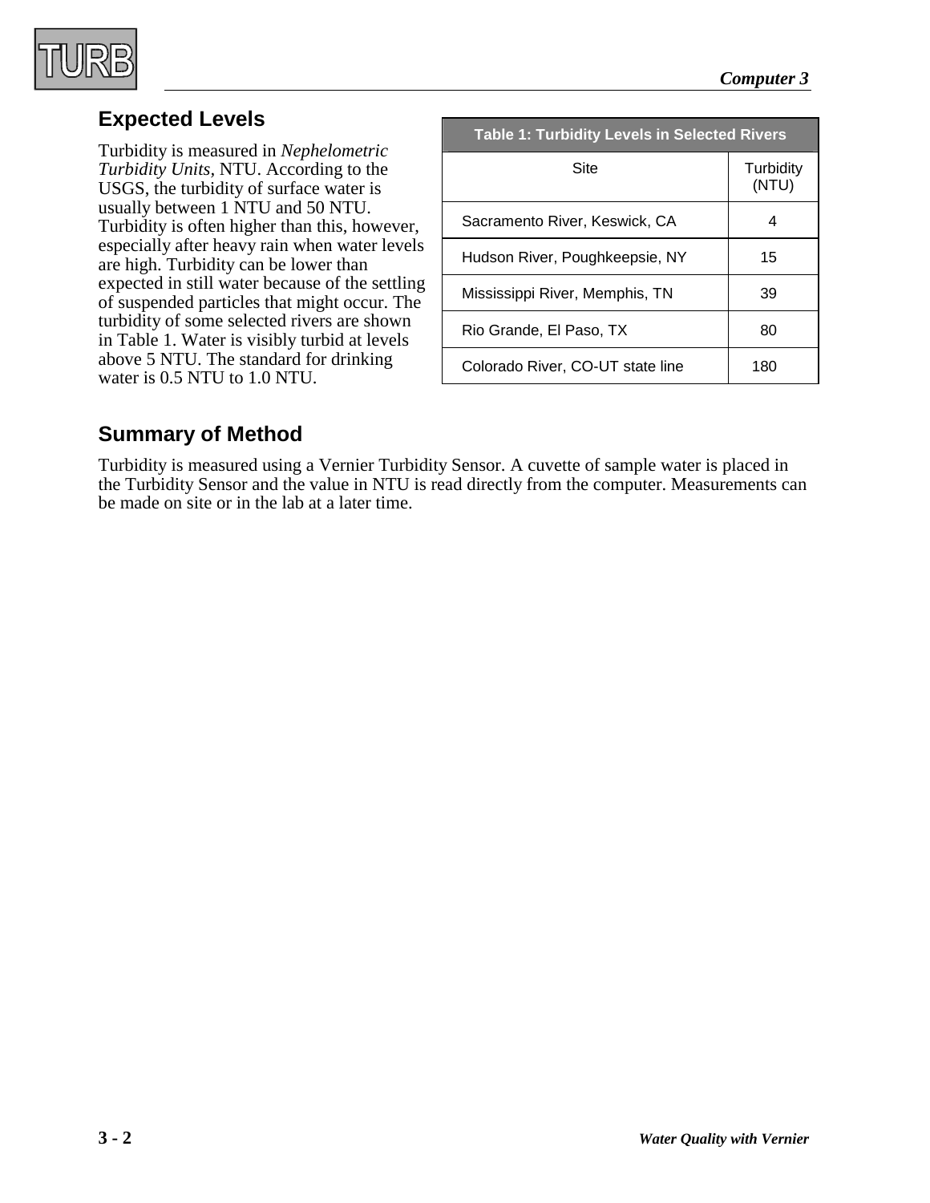## Expected Levels

Turbidity is measured in *Nephelometric Turbidity Units*, NTU. According to the USGS, the turbidity of surface water is usually between 1 NTU and 50 NTU. Turbidity is often higher than this, however, especially after heavy rain when water levels are high. Turbidity can be lower than expected in still water because of the settling of suspended particles that might occur. The turbidity of some selected rivers are shown in Table 1. Water is visibly turbid at levels above 5 NTU. The standard for drinking water is 0.5 NTU to 1.0 NTU.

**Table 1: Turbidity Levels in Selected Rivers**

| Site | Turbidity (NTU) |
|---|---|
| Sacramento River, Keswick, CA | 4 |
| Hudson River, Poughkeepsie, NY | 15 |
| Mississippi River, Memphis, TN | 39 |
| Rio Grande, El Paso, TX | 80 |
| Colorado River, CO-UT state line | 180 |

## Summary of Method

Turbidity is measured using a Vernier Turbidity Sensor. A cuvette of sample water is placed in the Turbidity Sensor and the value in NTU is read directly from the computer. Measurements can be made on site or in the lab at a later time.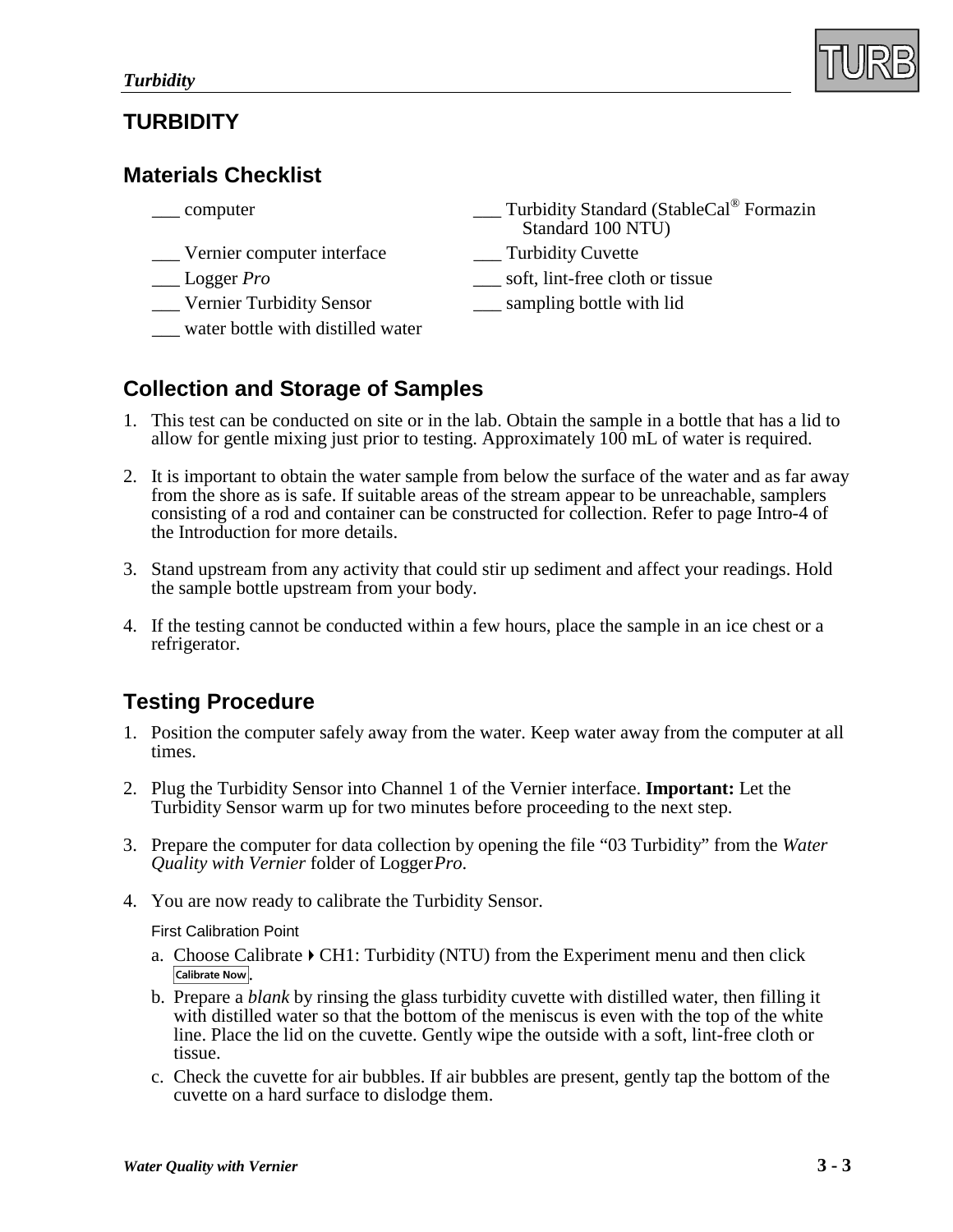# TURBIDITY

## Materials Checklist

- ___ computer
- ___ Vernier computer interface
- ___ Logger *Pro*
- ___ Vernier Turbidity Sensor
- ___ water bottle with distilled water
- ___ Turbidity Standard (StableCal® Formazin Standard 100 NTU)
- ___ Turbidity Cuvette
- ___ soft, lint-free cloth or tissue
- ___ sampling bottle with lid

## Collection and Storage of Samples

1. This test can be conducted on site or in the lab. Obtain the sample in a bottle that has a lid to allow for gentle mixing just prior to testing. Approximately 100 mL of water is required.

2. It is important to obtain the water sample from below the surface of the water and as far away from the shore as is safe. If suitable areas of the stream appear to be unreachable, samplers consisting of a rod and container can be constructed for collection. Refer to page Intro-4 of the Introduction for more details.

3. Stand upstream from any activity that could stir up sediment and affect your readings. Hold the sample bottle upstream from your body.

4. If the testing cannot be conducted within a few hours, place the sample in an ice chest or a refrigerator.

## Testing Procedure

1. Position the computer safely away from the water. Keep water away from the computer at all times.

2. Plug the Turbidity Sensor into Channel 1 of the Vernier interface. **Important:** Let the Turbidity Sensor warm up for two minutes before proceeding to the next step.

3. Prepare the computer for data collection by opening the file “03 Turbidity” from the *Water Quality with Vernier* folder of Logger*Pro*.

4. You are now ready to calibrate the Turbidity Sensor.

   First Calibration Point

   a. Choose Calibrate ▸ CH1: Turbidity (NTU) from the Experiment menu and then click Calibrate Now.

   b. Prepare a *blank* by rinsing the glass turbidity cuvette with distilled water, then filling it with distilled water so that the bottom of the meniscus is even with the top of the white line. Place the lid on the cuvette. Gently wipe the outside with a soft, lint-free cloth or tissue.

   c. Check the cuvette for air bubbles. If air bubbles are present, gently tap the bottom of the cuvette on a hard surface to dislodge them.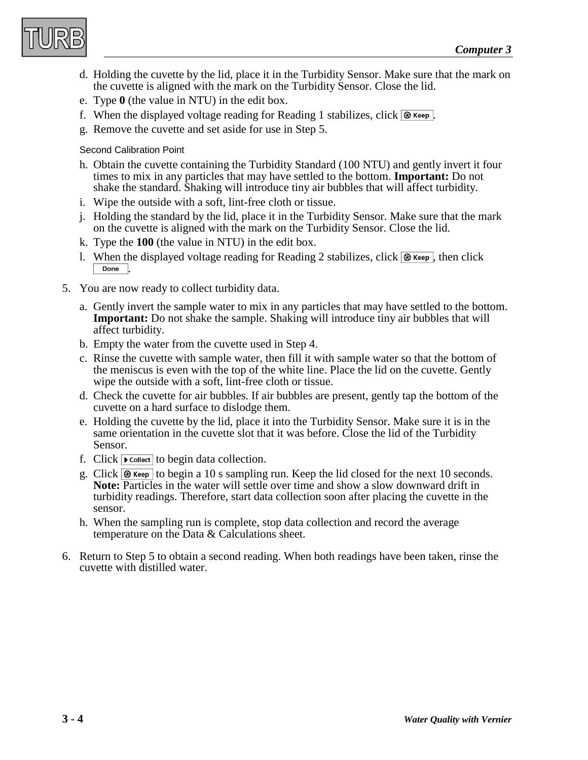d. Holding the cuvette by the lid, place it in the Turbidity Sensor. Make sure that the mark on the cuvette is aligned with the mark on the Turbidity Sensor. Close the lid.

e. Type **0** (the value in NTU) in the edit box.

f. When the displayed voltage reading for Reading 1 stabilizes, click Keep.

g. Remove the cuvette and set aside for use in Step 5.

Second Calibration Point

h. Obtain the cuvette containing the Turbidity Standard (100 NTU) and gently invert it four times to mix in any particles that may have settled to the bottom. **Important:** Do not shake the standard. Shaking will introduce tiny air bubbles that will affect turbidity.

i. Wipe the outside with a soft, lint-free cloth or tissue.

j. Holding the standard by the lid, place it in the Turbidity Sensor. Make sure that the mark on the cuvette is aligned with the mark on the Turbidity Sensor. Close the lid.

k. Type the **100** (the value in NTU) in the edit box.

l. When the displayed voltage reading for Reading 2 stabilizes, click Keep, then click Done.

5. You are now ready to collect turbidity data.

   a. Gently invert the sample water to mix in any particles that may have settled to the bottom. **Important:** Do not shake the sample. Shaking will introduce tiny air bubbles that will affect turbidity.

   b. Empty the water from the cuvette used in Step 4.

   c. Rinse the cuvette with sample water, then fill it with sample water so that the bottom of the meniscus is even with the top of the white line. Place the lid on the cuvette. Gently wipe the outside with a soft, lint-free cloth or tissue.

   d. Check the cuvette for air bubbles. If air bubbles are present, gently tap the bottom of the cuvette on a hard surface to dislodge them.

   e. Holding the cuvette by the lid, place it into the Turbidity Sensor. Make sure it is in the same orientation in the cuvette slot that it was before. Close the lid of the Turbidity Sensor.

   f. Click Collect to begin data collection.

   g. Click Keep to begin a 10 s sampling run. Keep the lid closed for the next 10 seconds. **Note:** Particles in the water will settle over time and show a slow downward drift in turbidity readings. Therefore, start data collection soon after placing the cuvette in the sensor.

   h. When the sampling run is complete, stop data collection and record the average temperature on the Data & Calculations sheet.

6. Return to Step 5 to obtain a second reading. When both readings have been taken, rinse the cuvette with distilled water.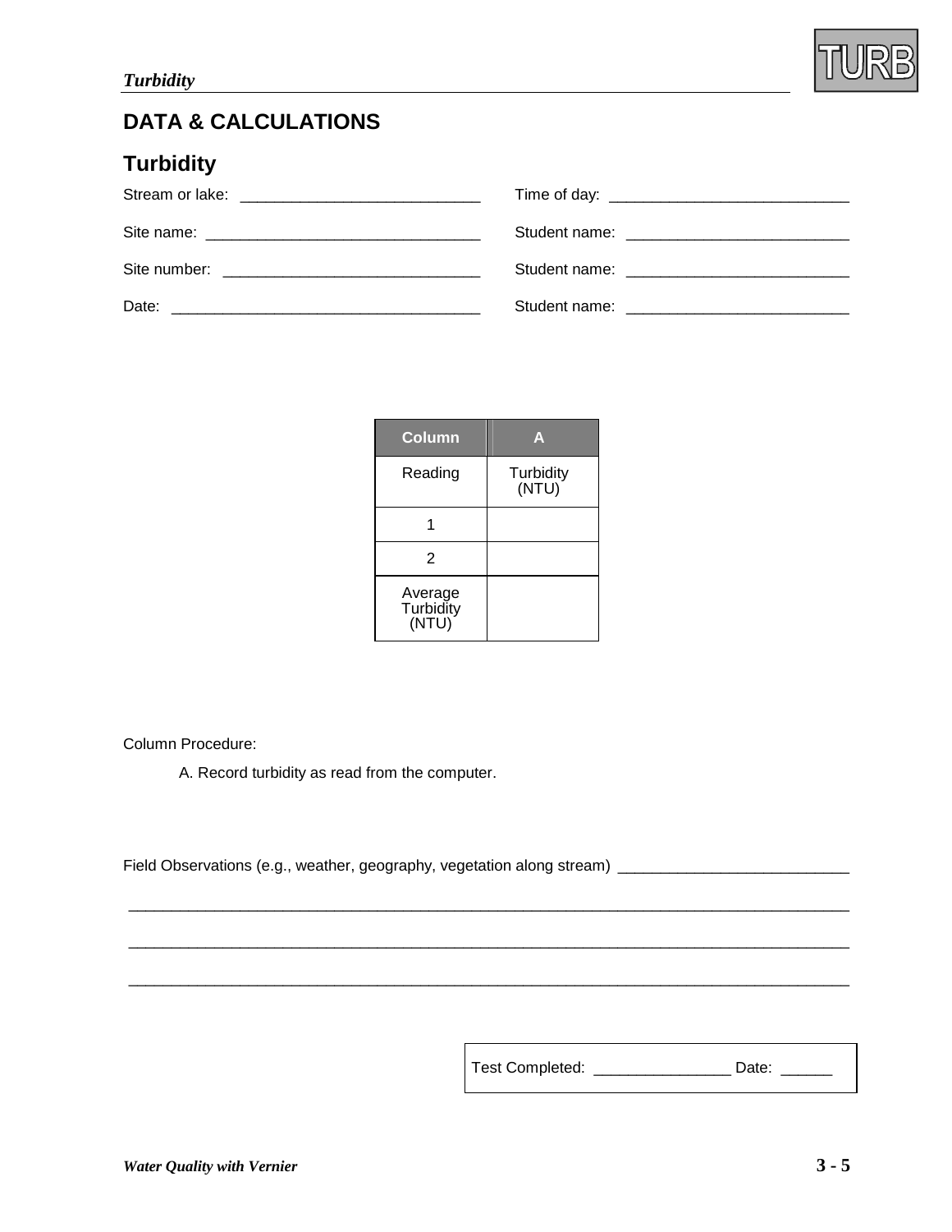## DATA & CALCULATIONS

### Turbidity

Stream or lake: ____________________________ Time of day: ____________________________

Site name: ________________________________ Student name: __________________________

Site number: ______________________________ Student name: __________________________

Date: _____________________________________ Student name: __________________________

| Column | A |
|---|---|
| Reading | Turbidity (NTU) |
| 1 | |
| 2 | |
| Average Turbidity (NTU) | |

Column Procedure:

A. Record turbidity as read from the computer.

Field Observations (e.g., weather, geography, vegetation along stream) ___________________________

_________________________________________________________________________________________

_________________________________________________________________________________________

_________________________________________________________________________________________

Test Completed: ________________ Date: ______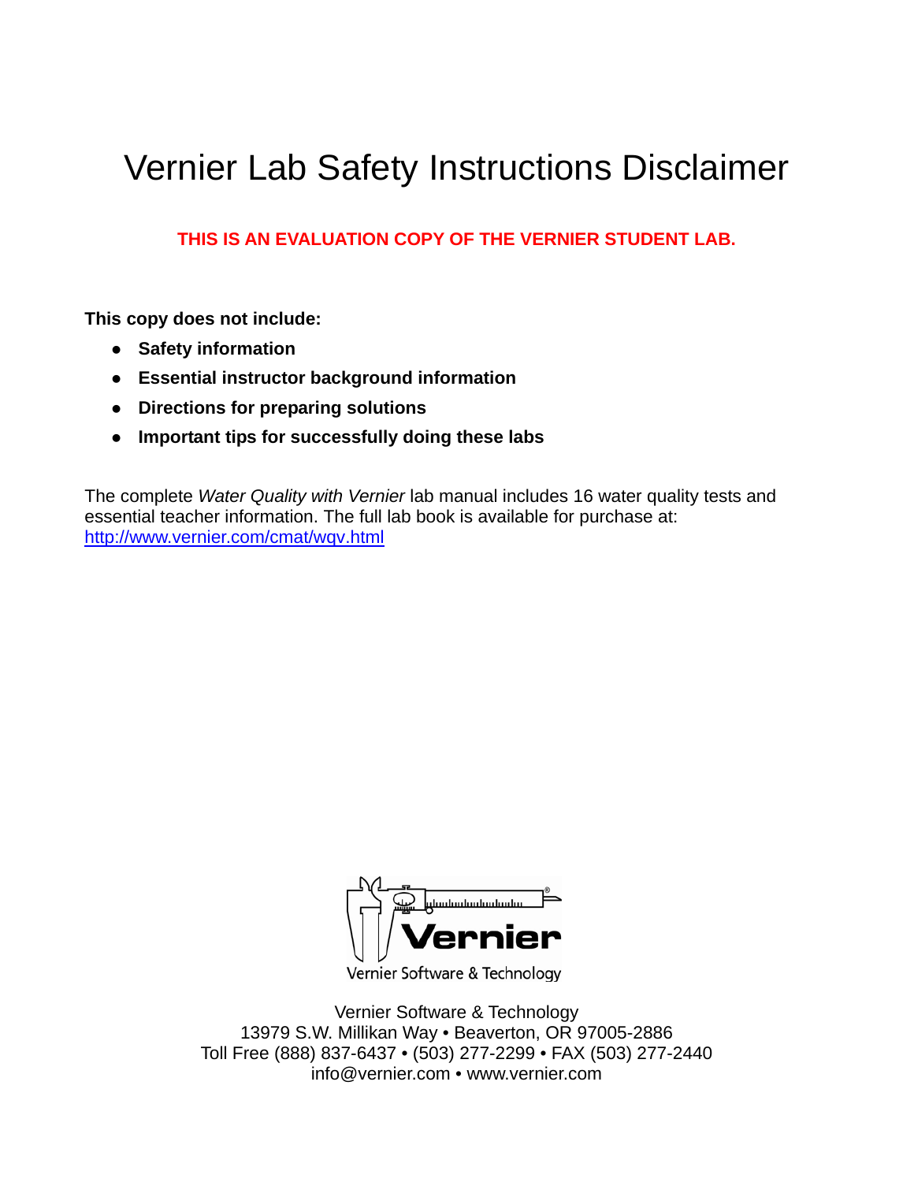# Vernier Lab Safety Instructions Disclaimer

**THIS IS AN EVALUATION COPY OF THE VERNIER STUDENT LAB.**

**This copy does not include:**

- **Safety information**
- **Essential instructor background information**
- **Directions for preparing solutions**
- **Important tips for successfully doing these labs**

The complete *Water Quality with Vernier* lab manual includes 16 water quality tests and essential teacher information. The full lab book is available for purchase at: http://www.vernier.com/cmat/wqv.html

Vernier

Vernier Software & Technology

Vernier Software & Technology
13979 S.W. Millikan Way • Beaverton, OR 97005-2886
Toll Free (888) 837-6437 • (503) 277-2299 • FAX (503) 277-2440
info@vernier.com • www.vernier.com